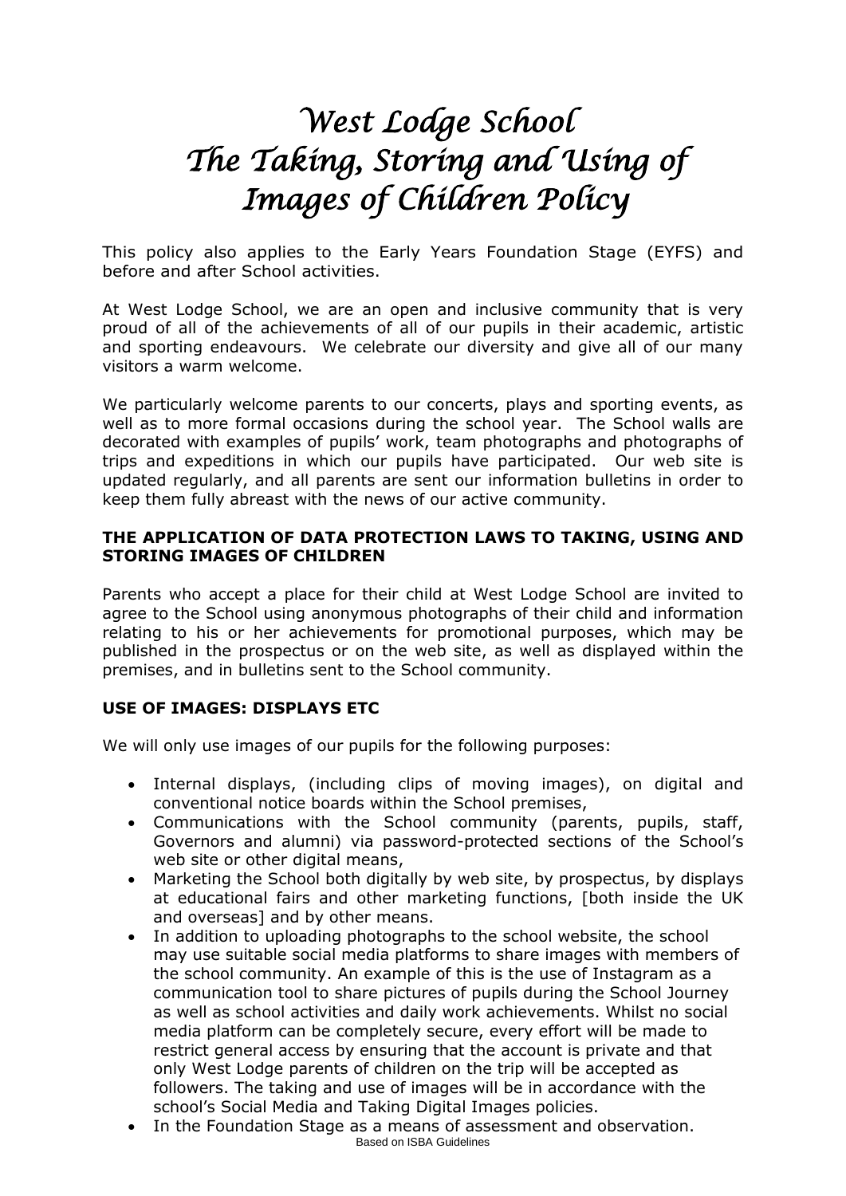# *West Lodge School*
# *The Taking, Storing and Using of Images of Children Policy*

This policy also applies to the Early Years Foundation Stage (EYFS) and before and after School activities.

At West Lodge School, we are an open and inclusive community that is very proud of all of the achievements of all of our pupils in their academic, artistic and sporting endeavours. We celebrate our diversity and give all of our many visitors a warm welcome.

We particularly welcome parents to our concerts, plays and sporting events, as well as to more formal occasions during the school year. The School walls are decorated with examples of pupils' work, team photographs and photographs of trips and expeditions in which our pupils have participated. Our web site is updated regularly, and all parents are sent our information bulletins in order to keep them fully abreast with the news of our active community.

**THE APPLICATION OF DATA PROTECTION LAWS TO TAKING, USING AND STORING IMAGES OF CHILDREN**

Parents who accept a place for their child at West Lodge School are invited to agree to the School using anonymous photographs of their child and information relating to his or her achievements for promotional purposes, which may be published in the prospectus or on the web site, as well as displayed within the premises, and in bulletins sent to the School community.

**USE OF IMAGES: DISPLAYS ETC**

We will only use images of our pupils for the following purposes:

- Internal displays, (including clips of moving images), on digital and conventional notice boards within the School premises,
- Communications with the School community (parents, pupils, staff, Governors and alumni) via password-protected sections of the School's web site or other digital means,
- Marketing the School both digitally by web site, by prospectus, by displays at educational fairs and other marketing functions, [both inside the UK and overseas] and by other means.
- In addition to uploading photographs to the school website, the school may use suitable social media platforms to share images with members of the school community. An example of this is the use of Instagram as a communication tool to share pictures of pupils during the School Journey as well as school activities and daily work achievements. Whilst no social media platform can be completely secure, every effort will be made to restrict general access by ensuring that the account is private and that only West Lodge parents of children on the trip will be accepted as followers. The taking and use of images will be in accordance with the school's Social Media and Taking Digital Images policies.
- In the Foundation Stage as a means of assessment and observation.

Based on ISBA Guidelines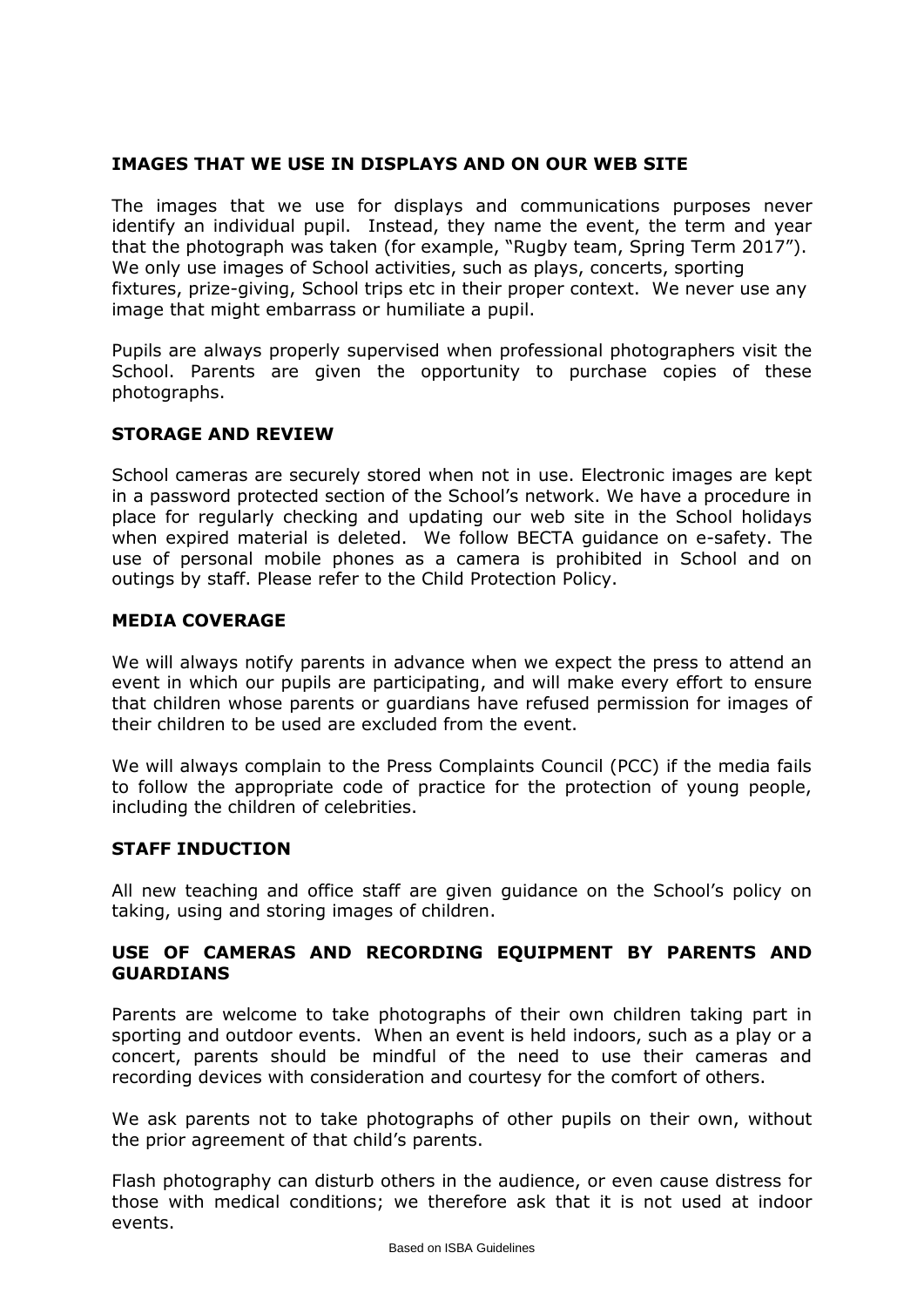## IMAGES THAT WE USE IN DISPLAYS AND ON OUR WEB SITE

The images that we use for displays and communications purposes never identify an individual pupil. Instead, they name the event, the term and year that the photograph was taken (for example, "Rugby team, Spring Term 2017"). We only use images of School activities, such as plays, concerts, sporting fixtures, prize-giving, School trips etc in their proper context. We never use any image that might embarrass or humiliate a pupil.

Pupils are always properly supervised when professional photographers visit the School. Parents are given the opportunity to purchase copies of these photographs.

## STORAGE AND REVIEW

School cameras are securely stored when not in use. Electronic images are kept in a password protected section of the School's network. We have a procedure in place for regularly checking and updating our web site in the School holidays when expired material is deleted. We follow BECTA guidance on e-safety. The use of personal mobile phones as a camera is prohibited in School and on outings by staff. Please refer to the Child Protection Policy.

## MEDIA COVERAGE

We will always notify parents in advance when we expect the press to attend an event in which our pupils are participating, and will make every effort to ensure that children whose parents or guardians have refused permission for images of their children to be used are excluded from the event.

We will always complain to the Press Complaints Council (PCC) if the media fails to follow the appropriate code of practice for the protection of young people, including the children of celebrities.

## STAFF INDUCTION

All new teaching and office staff are given guidance on the School's policy on taking, using and storing images of children.

## USE OF CAMERAS AND RECORDING EQUIPMENT BY PARENTS AND GUARDIANS

Parents are welcome to take photographs of their own children taking part in sporting and outdoor events. When an event is held indoors, such as a play or a concert, parents should be mindful of the need to use their cameras and recording devices with consideration and courtesy for the comfort of others.

We ask parents not to take photographs of other pupils on their own, without the prior agreement of that child's parents.

Flash photography can disturb others in the audience, or even cause distress for those with medical conditions; we therefore ask that it is not used at indoor events.

Based on ISBA Guidelines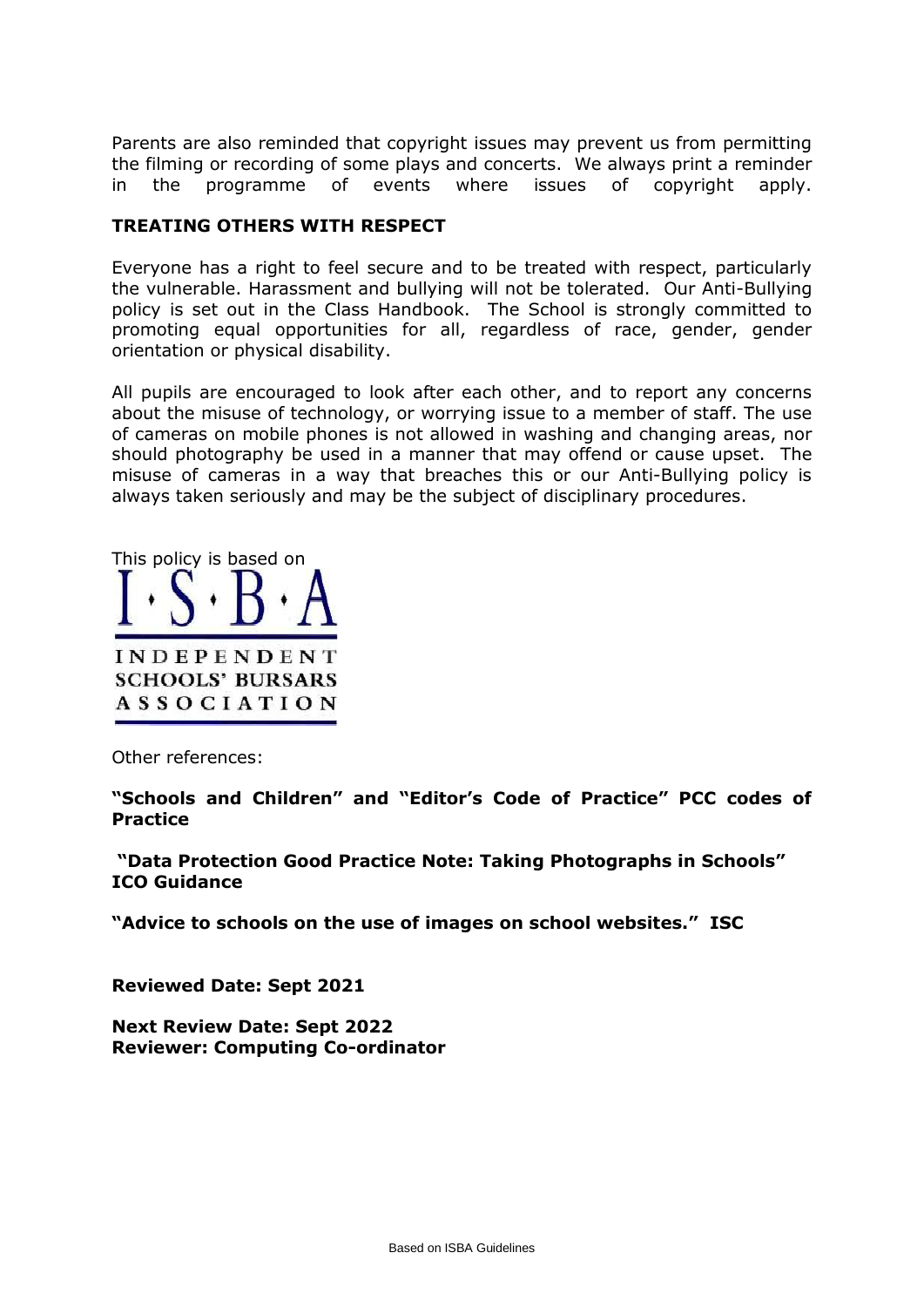Parents are also reminded that copyright issues may prevent us from permitting the filming or recording of some plays and concerts. We always print a reminder in the programme of events where issues of copyright apply.

**TREATING OTHERS WITH RESPECT**

Everyone has a right to feel secure and to be treated with respect, particularly the vulnerable. Harassment and bullying will not be tolerated. Our Anti-Bullying policy is set out in the Class Handbook. The School is strongly committed to promoting equal opportunities for all, regardless of race, gender, gender orientation or physical disability.

All pupils are encouraged to look after each other, and to report any concerns about the misuse of technology, or worrying issue to a member of staff. The use of cameras on mobile phones is not allowed in washing and changing areas, nor should photography be used in a manner that may offend or cause upset. The misuse of cameras in a way that breaches this or our Anti-Bullying policy is always taken seriously and may be the subject of disciplinary procedures.

This policy is based on

I·S·B·A

INDEPENDENT SCHOOLS' BURSARS ASSOCIATION

Other references:

**"Schools and Children" and "Editor's Code of Practice" PCC codes of Practice**

**"Data Protection Good Practice Note: Taking Photographs in Schools" ICO Guidance**

**"Advice to schools on the use of images on school websites." ISC**

**Reviewed Date: Sept 2021**

**Next Review Date: Sept 2022**
**Reviewer: Computing Co-ordinator**